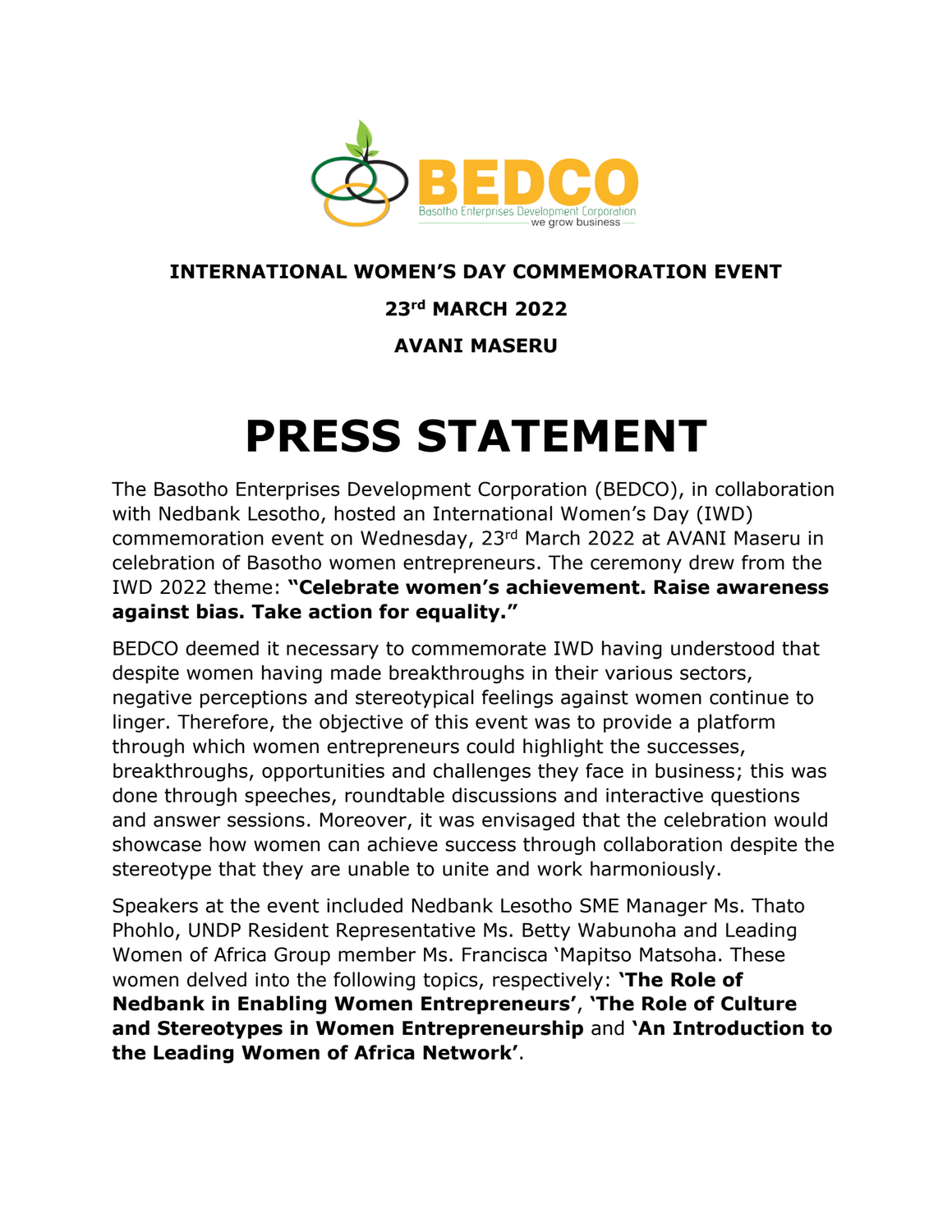BEDCO

Basotho Enterprises Development Corporation

we grow business

**INTERNATIONAL WOMEN'S DAY COMMEMORATION EVENT**

**23rd MARCH 2022**

**AVANI MASERU**

# PRESS STATEMENT

The Basotho Enterprises Development Corporation (BEDCO), in collaboration with Nedbank Lesotho, hosted an International Women's Day (IWD) commemoration event on Wednesday, 23rd March 2022 at AVANI Maseru in celebration of Basotho women entrepreneurs. The ceremony drew from the IWD 2022 theme: **"Celebrate women's achievement. Raise awareness against bias. Take action for equality."**

BEDCO deemed it necessary to commemorate IWD having understood that despite women having made breakthroughs in their various sectors, negative perceptions and stereotypical feelings against women continue to linger. Therefore, the objective of this event was to provide a platform through which women entrepreneurs could highlight the successes, breakthroughs, opportunities and challenges they face in business; this was done through speeches, roundtable discussions and interactive questions and answer sessions. Moreover, it was envisaged that the celebration would showcase how women can achieve success through collaboration despite the stereotype that they are unable to unite and work harmoniously.

Speakers at the event included Nedbank Lesotho SME Manager Ms. Thato Phohlo, UNDP Resident Representative Ms. Betty Wabunoha and Leading Women of Africa Group member Ms. Francisca 'Mapitso Matsoha. These women delved into the following topics, respectively: **'The Role of Nedbank in Enabling Women Entrepreneurs'**, **'The Role of Culture and Stereotypes in Women Entrepreneurship** and **'An Introduction to the Leading Women of Africa Network'**.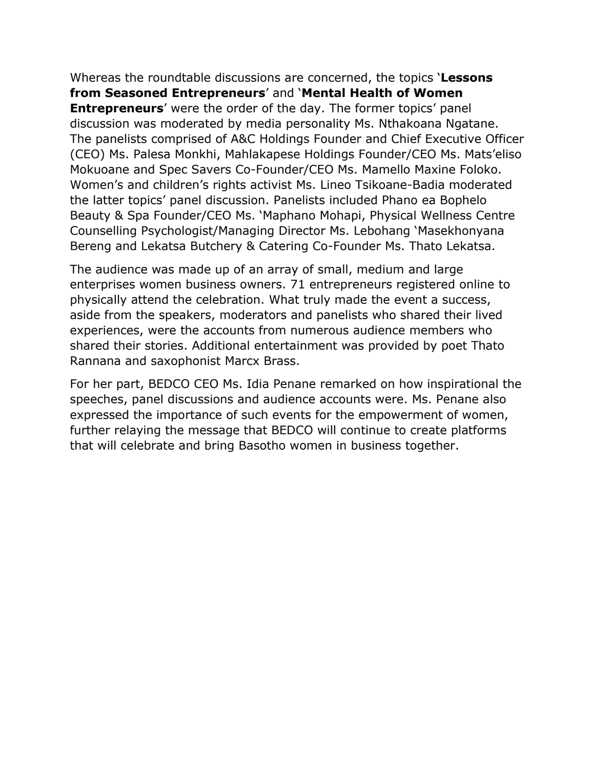Whereas the roundtable discussions are concerned, the topics '**Lessons from Seasoned Entrepreneurs**' and '**Mental Health of Women Entrepreneurs**' were the order of the day. The former topics' panel discussion was moderated by media personality Ms. Nthakoana Ngatane. The panelists comprised of A&C Holdings Founder and Chief Executive Officer (CEO) Ms. Palesa Monkhi, Mahlakapese Holdings Founder/CEO Ms. Mats'eliso Mokuoane and Spec Savers Co-Founder/CEO Ms. Mamello Maxine Foloko. Women's and children's rights activist Ms. Lineo Tsikoane-Badia moderated the latter topics' panel discussion. Panelists included Phano ea Bophelo Beauty & Spa Founder/CEO Ms. 'Maphano Mohapi, Physical Wellness Centre Counselling Psychologist/Managing Director Ms. Lebohang 'Masekhonyana Bereng and Lekatsa Butchery & Catering Co-Founder Ms. Thato Lekatsa.

The audience was made up of an array of small, medium and large enterprises women business owners. 71 entrepreneurs registered online to physically attend the celebration. What truly made the event a success, aside from the speakers, moderators and panelists who shared their lived experiences, were the accounts from numerous audience members who shared their stories. Additional entertainment was provided by poet Thato Rannana and saxophonist Marcx Brass.

For her part, BEDCO CEO Ms. Idia Penane remarked on how inspirational the speeches, panel discussions and audience accounts were. Ms. Penane also expressed the importance of such events for the empowerment of women, further relaying the message that BEDCO will continue to create platforms that will celebrate and bring Basotho women in business together.